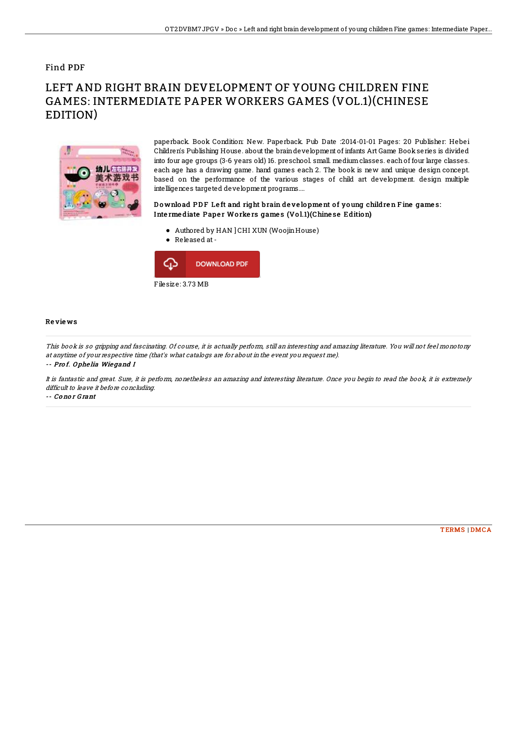Find PDF

# LEFT AND RIGHT BRAIN DEVELOPMENT OF YOUNG CHILDREN FINE GAMES: INTERMEDIATE PAPER WORKERS GAMES (VOL.1)(CHINESE EDITION)

paperback. Book Condition: New. Paperback. Pub Date :2014-01-01 Pages: 20 Publisher: Hebei Children's Publishing House. about the brain development of infants Art Game Book series is divided into four age groups (3-6 years old) 16. preschool. small. medium classes. each of four large classes. each age has a drawing game. hand games each 2. The book is new and unique design concept. based on the performance of the various stages of child art development. design multiple intelligences targeted development programs....

### Download PDF Left and right brain development of young children Fine games: Intermediate Paper Workers games (Vol.1)(Chinese Edition)

- Authored by HAN ] CHI XUN (Woojin House)
- Released at -

DOWNLOAD PDF

Filesize: 3.73 MB

## Reviews

*This book is so gripping and fascinating. Of course, it is actually perform, still an interesting and amazing literature. You will not feel monotony at anytime of your respective time (that's what catalogs are for about in the event you request me).*

-- *Prof. Ophelia Wiegand I*

*It is fantastic and great. Sure, it is perform, nonetheless an amazing and interesting literature. Once you begin to read the book, it is extremely difficult to leave it before concluding.*

-- *Conor Grant*

TERMS | DMCA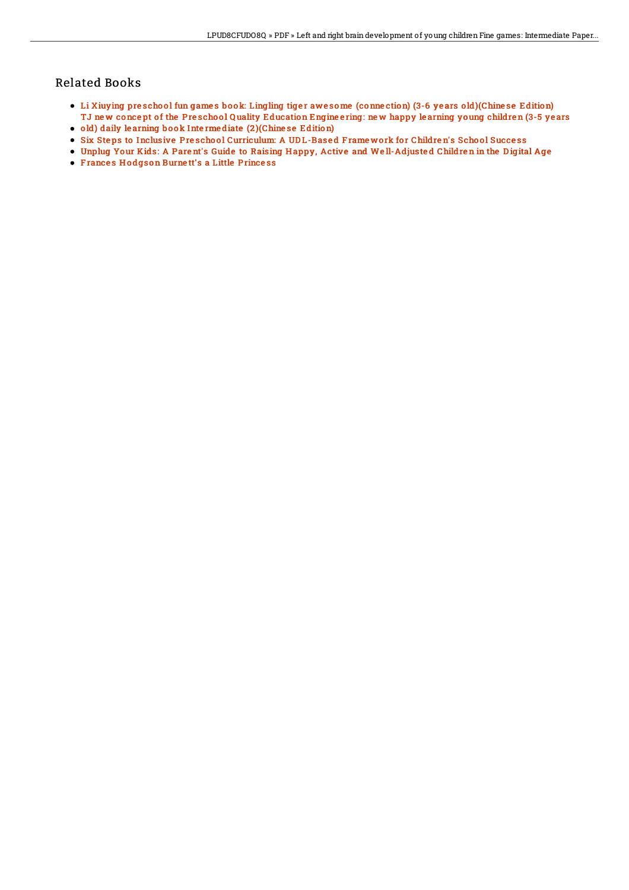## Related Books

- Li Xiuying preschool fun games book: Lingling tiger awesome (connection) (3-6 years old)(Chinese Edition)
- TJ new concept of the Preschool Quality Education Engineering: new happy learning young children (3-5 years old) daily learning book Intermediate (2)(Chinese Edition)
- Six Steps to Inclusive Preschool Curriculum: A UDL-Based Framework for Children's School Success
- Unplug Your Kids: A Parent's Guide to Raising Happy, Active and Well-Adjusted Children in the Digital Age
- Frances Hodgson Burnett's a Little Princess